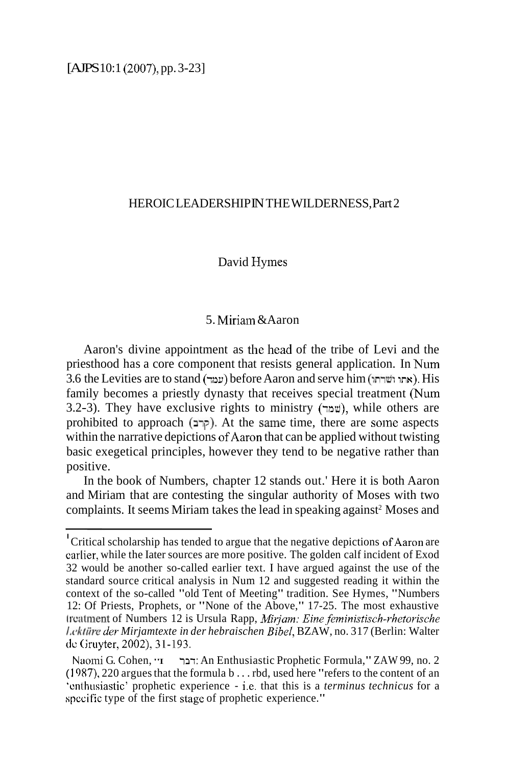[AJPS 10:1 (2007), pp. 3-23]

# HEROIC LEADERSHIP IN THE WILDERNESS, Part 2

David Hymes

## 5. Miriam & Aaron

Aaron's divine appointment as the head of the tribe of Levi and the priesthood has a core component that resists general application. In Num 3.6 the Levities are to stand (עמד) before Aaron and serve him (אתו ושרתו). His family becomes a priestly dynasty that receives special treatment (Num 3.2-3). They have exclusive rights to ministry (שמר), while others are prohibited to approach (קרב). At the same time, there are some aspects within the narrative depictions of Aaron that can be applied without twisting basic exegetical principles, however they tend to be negative rather than positive.

In the book of Numbers, chapter 12 stands out.[1] Here it is both Aaron and Miriam that are contesting the singular authority of Moses with two complaints. It seems Miriam takes the lead in speaking against[2] Moses and

---

[1] Critical scholarship has tended to argue that the negative depictions of Aaron are earlier, while the later sources are more positive. The golden calf incident of Exod 32 would be another so-called earlier text. I have argued against the use of the standard source critical analysis in Num 12 and suggested reading it within the context of the so-called "old Tent of Meeting" tradition. See Hymes, "Numbers 12: Of Priests, Prophets, or "None of the Above," 17-25. The most exhaustive treatment of Numbers 12 is Ursula Rapp, *Mirjam: Eine feministisch-rhetorische Lektüre der Mirjamtexte in der hebraischen Bibel*, BZAW, no. 317 (Berlin: Walter de Gruyter, 2002), 31-193.

[2] Naomi G. Cohen, "ב דבר: An Enthusiastic Prophetic Formula," ZAW 99, no. 2 (1987), 220 argues that the formula b . . . rbd, used here "refers to the content of an 'enthusiastic' prophetic experience - i.e. that this is a *terminus technicus* for a specific type of the first stage of prophetic experience."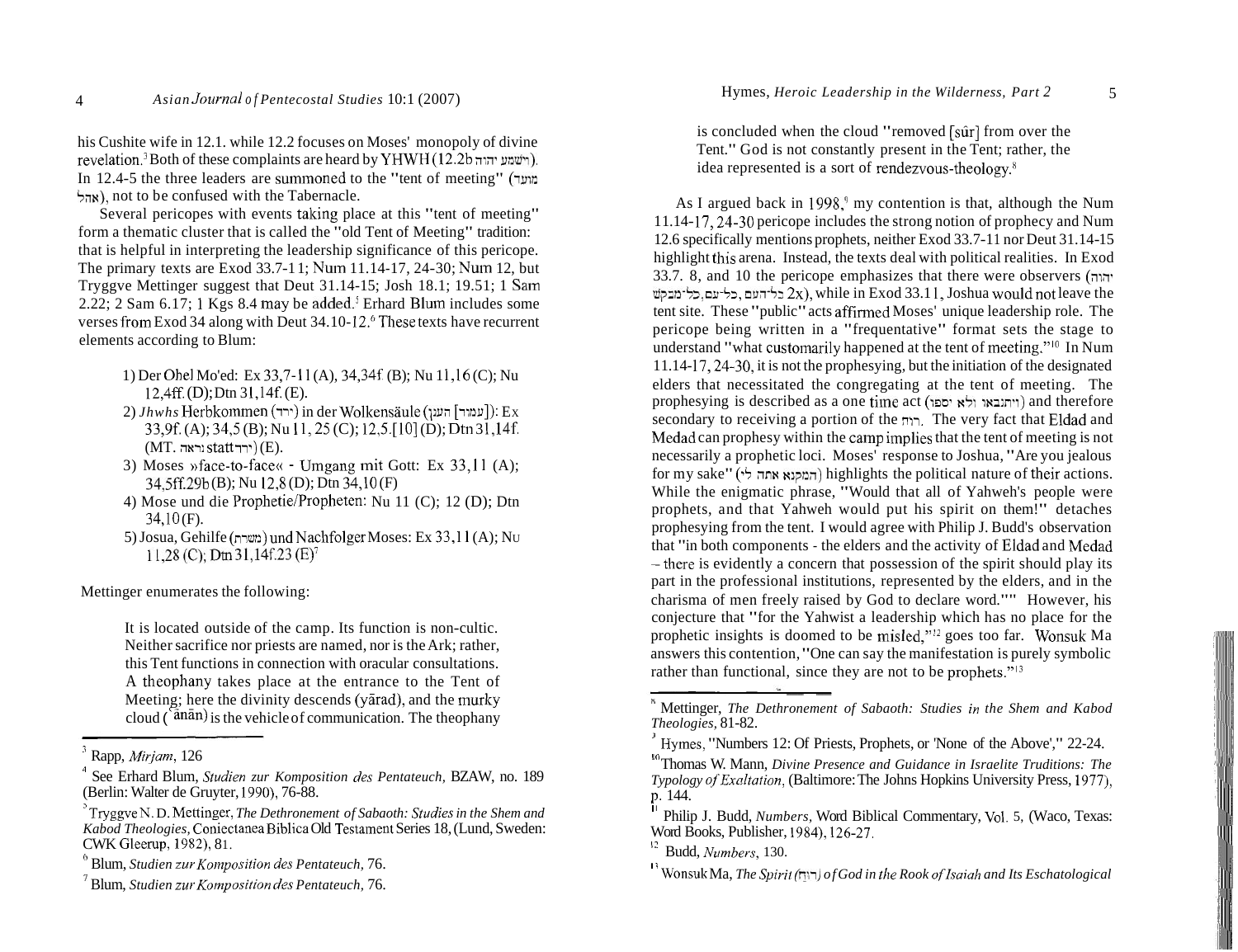his Cushite wife in 12.1. while 12.2 focuses on Moses' monopoly of divine revelation.[3] Both of these complaints are heard by YHWH (12.2b וישמע יהוה). In 12.4-5 the three leaders are summoned to the "tent of meeting" (אהל מועד), not to be confused with the Tabernacle.

Several pericopes with events taking place at this "tent of meeting" form a thematic cluster that is called the "old Tent of Meeting" tradition: that is helpful in interpreting the leadership significance of this pericope. The primary texts are Exod 33.7-11; Num 11.14-17, 24-30; Num 12, but Tryggve Mettinger suggest that Deut 31.14-15; Josh 18.1; 19.51; 1 Sam 2.22; 2 Sam 6.17; 1 Kgs 8.4 may be added.[5] Erhard Blum includes some verses from Exod 34 along with Deut 34.10-12.[6] These texts have recurrent elements according to Blum:

> 1) Der Ohel Mo'ed: Ex 33,7-11 (A), 34,34f (B); Nu 11,16 (C); Nu 12,4ff. (D); Dtn 31,14f. (E).
> 2) *Jhwhs* Herbkommen (ירד) in der Wolkensäule (עמוד [הענן]): Ex 33,9f. (A); 34,5 (B); Nu 11, 25 (C); 12,5.[10] (D); Dtn 31,14f. (MT. וירא statt ירד) (E).
> 3) Moses »face-to-face« - Umgang mit Gott: Ex 33,11 (A); 34,5ff.29b (B); Nu 12,8 (D); Dtn 34,10 (F)
> 4) Mose und die Prophetie/Propheten: Nu 11 (C); 12 (D); Dtn 34,10 (F).
> 5) Josua, Gehilfe (משרת) und Nachfolger Moses: Ex 33,11 (A); Nu 11,28 (C); Dtn 31,14f.23 (E)[7]

Mettinger enumerates the following:

> It is located outside of the camp. Its function is non-cultic. Neither sacrifice nor priests are named, nor is the Ark; rather, this Tent functions in connection with oracular consultations. A theophany takes place at the entrance to the Tent of Meeting; here the divinity descends (yārad), and the murky cloud (ʿanān) is the vehicle of communication. The theophany is concluded when the cloud "removed [sûr] from over the Tent." God is not constantly present in the Tent; rather, the idea represented is a sort of rendezvous-theology.[8]

As I argued back in 1998,[9] my contention is that, although the Num 11.14-17, 24-30 pericope includes the strong notion of prophecy and Num 12.6 specifically mentions prophets, neither Exod 33.7-11 nor Deut 31.14-15 highlight this arena. Instead, the texts deal with political realities. In Exod 33.7. 8, and 10 the pericope emphasizes that there were observers (כל־מבקש יהוה, כל־העם, כל־עם 2x), while in Exod 33.11, Joshua would not leave the tent site. These "public" acts affirmed Moses' unique leadership role. The pericope being written in a "frequentative" format sets the stage to understand "what customarily happened at the tent of meeting."[10] In Num 11.14-17, 24-30, it is not the prophesying, but the initiation of the designated elders that necessitated the congregating at the tent of meeting. The prophesying is described as a one time act (ויתנבאו ולא יספו) and therefore secondary to receiving a portion of the רוח. The very fact that Eldad and Medad can prophesy within the camp implies that the tent of meeting is not necessarily a prophetic loci. Moses' response to Joshua, "Are you jealous for my sake" (המקנא אתה לי) highlights the political nature of their actions. While the enigmatic phrase, "Would that all of Yahweh's people were prophets, and that Yahweh would put his spirit on them!" detaches prophesying from the tent. I would agree with Philip J. Budd's observation that "in both components - the elders and the activity of Eldad and Medad – there is evidently a concern that possession of the spirit should play its part in the professional institutions, represented by the elders, and in the charisma of men freely raised by God to declare word."[11] However, his conjecture that "for the Yahwist a leadership which has no place for the prophetic insights is doomed to be misled,"[12] goes too far. Wonsuk Ma answers this contention, "One can say the manifestation is purely symbolic rather than functional, since they are not to be prophets."[13]

---

[3] Rapp, *Mirjam*, 126

[4] See Erhard Blum, *Studien zur Komposition des Pentateuch,* BZAW, no. 189 (Berlin: Walter de Gruyter, 1990), 76-88.

[5] Tryggve N. D. Mettinger, *The Dethronement of Sabaoth: Studies in the Shem and Kabod Theologies,* Coniectanea Biblica Old Testament Series 18, (Lund, Sweden: CWK Gleerup, 1982), 81.

[6] Blum, *Studien zur Komposition des Pentateuch,* 76.

[7] Blum, *Studien zur Komposition des Pentateuch,* 76.

[8] Mettinger, *The Dethronement of Sabaoth: Studies in the Shem and Kabod Theologies,* 81-82.

[9] Hymes, "Numbers 12: Of Priests, Prophets, or 'None of the Above'," 22-24.

[10] Thomas W. Mann, *Divine Presence and Guidance in Israelite Truditions: The Typology of Exaltation,* (Baltimore: The Johns Hopkins University Press, 1977), p. 144.

[11] Philip J. Budd, *Numbers,* Word Biblical Commentary, Vol. 5, (Waco, Texas: Word Books, Publisher, 1984), 126-27.

[12] Budd, *Numbers,* 130.

[13] Wonsuk Ma, *The Spirit (רוּחַ) of God in the Rook of Isaiah and Its Eschatological*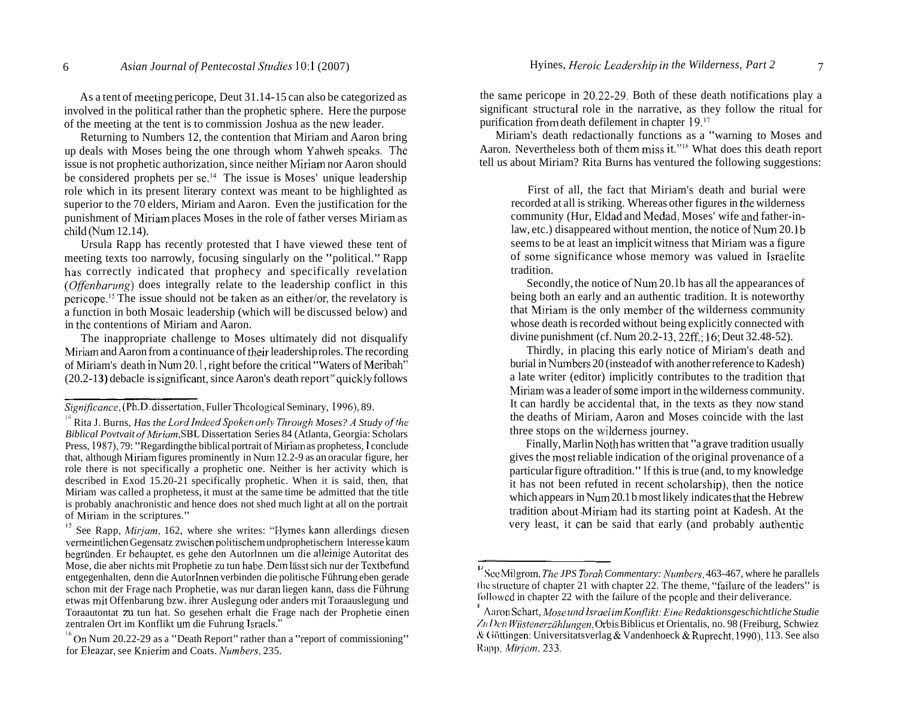As a tent of meeting pericope, Deut 31.14-15 can also be categorized as involved in the political rather than the prophetic sphere. Here the purpose of the meeting at the tent is to commission Joshua as the new leader.

Returning to Numbers 12, the contention that Miriam and Aaron bring up deals with Moses being the one through whom Yahweh speaks. The issue is not prophetic authorization, since neither Miriam nor Aaron should be considered prophets per se.[14] The issue is Moses' unique leadership role which in its present literary context was meant to be highlighted as superior to the 70 elders, Miriam and Aaron. Even the justification for the punishment of Miriam places Moses in the role of father verses Miriam as child (Num 12.14).

Ursula Rapp has recently protested that I have viewed these tent of meeting texts too narrowly, focusing singularly on the "political." Rapp has correctly indicated that prophecy and specifically revelation (*Offenbarung*) does integrally relate to the leadership conflict in this pericope.[15] The issue should not be taken as an either/or, the revelatory is a function in both Mosaic leadership (which will be discussed below) and in the contentions of Miriam and Aaron.

The inappropriate challenge to Moses ultimately did not disqualify Miriam and Aaron from a continuance of their leadership roles. The recording of Miriam's death in Num 20.1, right before the critical "Waters of Meribah" (20.2-13) debacle is significant, since Aaron's death report[16] quickly follows the same pericope in 20.22-29. Both of these death notifications play a significant structural role in the narrative, as they follow the ritual for purification from death defilement in chapter 19.[17]

Miriam's death redactionally functions as a "warning to Moses and Aaron. Nevertheless both of them miss it."[18] What does this death report tell us about Miriam? Rita Burns has ventured the following suggestions:

> First of all, the fact that Miriam's death and burial were recorded at all is striking. Whereas other figures in the wilderness community (Hur, Eldad and Medad, Moses' wife and father-in-law, etc.) disappeared without mention, the notice of Num 20.1b seems to be at least an implicit witness that Miriam was a figure of some significance whose memory was valued in Israelite tradition.
>
> Secondly, the notice of Num 20.1b has all the appearances of being both an early and an authentic tradition. It is noteworthy that Miriam is the only member of the wilderness community whose death is recorded without being explicitly connected with divine punishment (cf. Num 20.2-13, 22ff.; 16; Deut 32.48-52).
>
> Thirdly, in placing this early notice of Miriam's death and burial in Numbers 20 (instead of with another reference to Kadesh) a late writer (editor) implicitly contributes to the tradition that Miriam was a leader of some import in the wilderness community. It can hardly be accidental that, in the texts as they now stand the deaths of Miriam, Aaron and Moses coincide with the last three stops on the wilderness journey.
>
> Finally, Marlin Noth has written that "a grave tradition usually gives the most reliable indication of the original provenance of a particular figure of tradition." If this is true (and, to my knowledge it has not been refuted in recent scholarship), then the notice which appears in Num 20.1b most likely indicates that the Hebrew tradition about Miriam had its starting point at Kadesh. At the very least, it can be said that early (and probably authentic

---

*Significance*, (Ph.D. dissertation, Fuller Theological Seminary, 1996), 89.

[14] Rita J. Burns, *Has the Lord Indeed Spoken only Through Moses? A Study of the Biblical Portrait of Miriam*, SBL Dissertation Series 84 (Atlanta, Georgia: Scholars Press, 1987), 79: "Regarding the biblical portrait of Miriam as prophetess, I conclude that, although Miriam figures prominently in Num 12.2-9 as an oracular figure, her role there is not specifically a prophetic one. Neither is her activity which is described in Exod 15.20-21 specifically prophetic. When it is said, then, that Miriam was called a prophetess, it must at the same time be admitted that the title is probably anachronistic and hence does not shed much light at all on the portrait of Miriam in the scriptures."

[15] See Rapp, *Mirjam*, 162, where she writes: "Hymes kann allerdings diesen vermeintlichen Gegensatz zwischen politischem und prophetischern Interesse kaum begründen. Er behauptet, es gehe den AutorInnen um die alleinige Autoritat des Mose, die aber nichts mit Prophetie zu tun habe. Dem lässt sich nur der Textbefund entgegenhalten, denn die AutorInnen verbinden die politische Führung eben gerade schon mit der Frage nach Prophetie, was nur daran liegen kann, dass die Führung etwas mit Offenbarung bzw. ihrer Auslegung oder anders mit Toraauslegung und Toraautontat zu tun hat. So gesehen erhalt die Frage nach der Prophetie einen zentralen Ort im Konflikt um die Fuhrung Israels."

[16] On Num 20.22-29 as a "Death Report" rather than a "report of commissioning" for Eleazar, see Knierim and Coats. *Numbers*, 235.

[17] See Milgrom, *The JPS Torah Commentary: Numbers*, 463-467, where he parallels the structure of chapter 21 with chapter 22. The theme, "failure of the leaders" is followed in chapter 22 with the failure of the people and their deliverance.

[18] Aaron Schart, *Mose und Israel im Konflikt: Eine Redaktionsgeschichtliche Studie Zu Den Wüstenerzählungen*, Orbis Biblicus et Orientalis, no. 98 (Freiburg, Schwiez & Göttingen: Universitatsverlag & Vandenhoeck & Ruprecht, 1990), 113. See also Rapp, *Mirjam*, 233.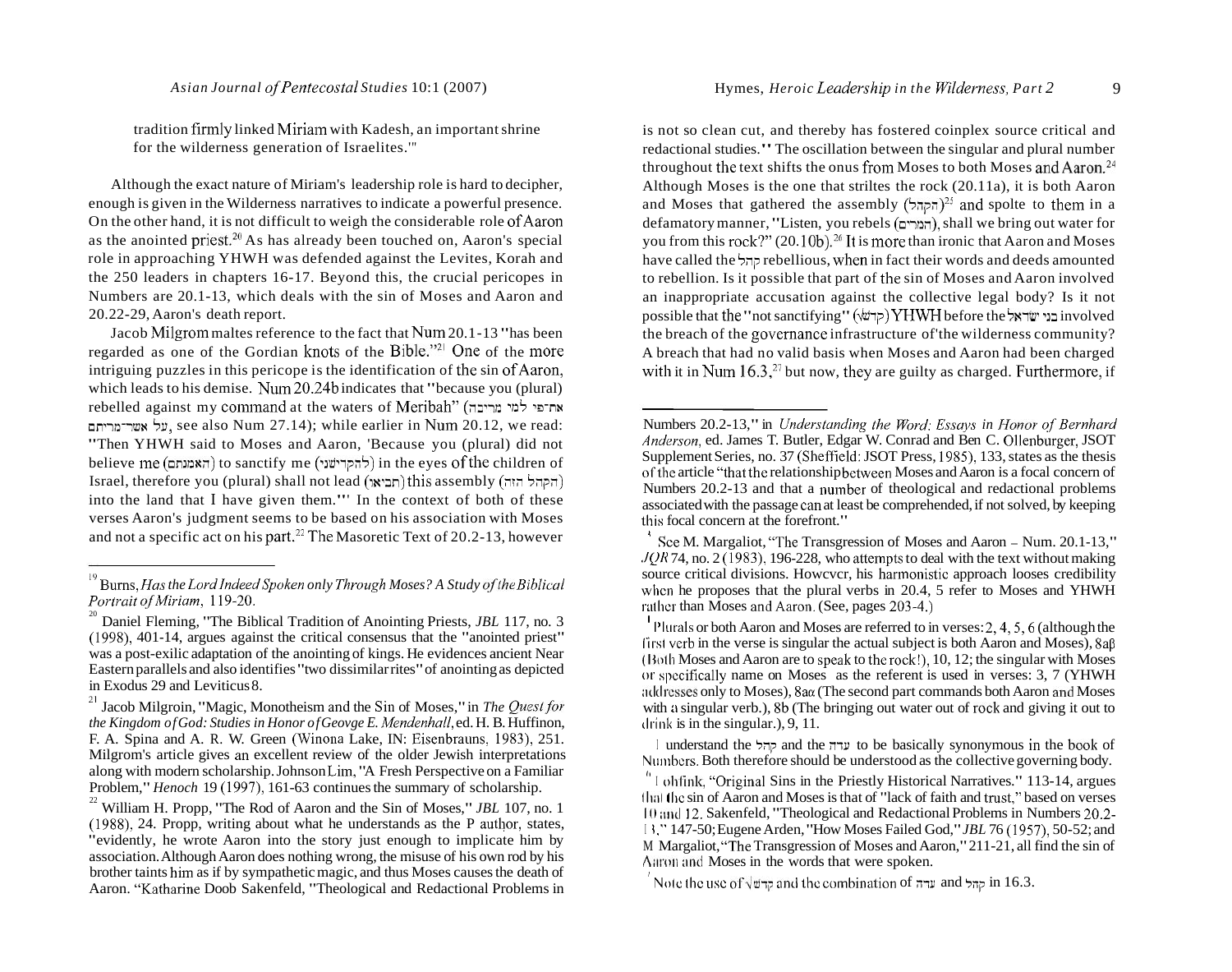tradition firmly linked Miriam with Kadesh, an important shrine for the wilderness generation of Israelites.'"

Although the exact nature of Miriam's leadership role is hard to decipher, enough is given in the Wilderness narratives to indicate a powerful presence. On the other hand, it is not difficult to weigh the considerable role of Aaron as the anointed priest.[20] As has already been touched on, Aaron's special role in approaching YHWH was defended against the Levites, Korah and the 250 leaders in chapters 16-17. Beyond this, the crucial pericopes in Numbers are 20.1-13, which deals with the sin of Moses and Aaron and 20.22-29, Aaron's death report.

Jacob Milgrom maltes reference to the fact that Num 20.1-13 "has been regarded as one of the Gordian knots of the Bible."[21] One of the more intriguing puzzles in this pericope is the identification of the sin of Aaron, which leads to his demise. Num 20.24b indicates that "because you (plural) rebelled against my command at the waters of Meribah" (את־פי למי מריבה על אשר־מריתם, see also Num 27.14); while earlier in Num 20.12, we read: "Then YHWH said to Moses and Aaron, 'Because you (plural) did not believe me (האמנתם) to sanctify me (להקדישני) in the eyes of the children of Israel, therefore you (plural) shall not lead (תביאו) this assembly (הקהל הזה) into the land that I have given them."' In the context of both of these verses Aaron's judgment seems to be based on his association with Moses and not a specific act on his part.[22] The Masoretic Text of 20.2-13, however is not so clean cut, and thereby has fostered coinplex source critical and redactional studies.[23] The oscillation between the singular and plural number throughout the text shifts the onus from Moses to both Moses and Aaron.[24] Although Moses is the one that strikes the rock (20.11a), it is both Aaron and Moses that gathered the assembly (הקהל)[25] and spolte to them in a defamatory manner, "Listen, you rebels (המרים), shall we bring out water for you from this rock?" (20.10b).[26] It is more than ironic that Aaron and Moses have called the קהל rebellious, when in fact their words and deeds amounted to rebellion. Is it possible that part of the sin of Moses and Aaron involved an inappropriate accusation against the collective legal body? Is it not possible that the "not sanctifying" (קדש) YHWH before the בני ישראל involved the breach of the governance infrastructure of'the wilderness community? A breach that had no valid basis when Moses and Aaron had been charged with it in Num 16.3,[27] but now, they are guilty as charged. Furthermore, if

---

[19] Burns, *Has the Lord Indeed Spoken only Through Moses? A Study of the Biblical Portrait of Miriam*, 119-20.

[20] Daniel Fleming, "The Biblical Tradition of Anointing Priests, *JBL* 117, no. 3 (1998), 401-14, argues against the critical consensus that the "anointed priest" was a post-exilic adaptation of the anointing of kings. He evidences ancient Near Eastern parallels and also identifies "two dissimilar rites" of anointing as depicted in Exodus 29 and Leviticus 8.

[21] Jacob Milgroin, "Magic, Monotheism and the Sin of Moses," in *The Quest for the Kingdom of God: Studies in Honor of Geovge E. Mendenhall*, ed. H. B. Huffinon, F. A. Spina and A. R. W. Green (Winona Lake, IN: Eisenbrauns, 1983), 251. Milgrom's article gives an excellent review of the older Jewish interpretations along with modern scholarship. Johnson Lim, "A Fresh Perspective on a Familiar Problem," *Henoch* 19 (1997), 161-63 continues the summary of scholarship.

[22] William H. Propp, "The Rod of Aaron and the Sin of Moses," *JBL* 107, no. 1 (1988), 24. Propp, writing about what he understands as the P author, states, "evidently, he wrote Aaron into the story just enough to implicate him by association. Although Aaron does nothing wrong, the misuse of his own rod by his brother taints him as if by sympathetic magic, and thus Moses causes the death of Aaron. "Katharine Doob Sakenfeld, "Theological and Redactional Problems in Numbers 20.2-13," in *Understanding the Word: Essays in Honor of Bernhard Anderson*, ed. James T. Butler, Edgar W. Conrad and Ben C. Ollenburger, JSOT Supplement Series, no. 37 (Sheffield: JSOT Press, 1985), 133, states as the thesis of the article "that the relationship between Moses and Aaron is a focal concern of Numbers 20.2-13 and that a number of theological and redactional problems associated with the passage can at least be comprehended, if not solved, by keeping this focal concern at the forefront."

[23] See M. Margaliot, "The Transgression of Moses and Aaron – Num. 20.1-13," *JQR* 74, no. 2 (1983), 196-228, who attempts to deal with the text without making source critical divisions. However, his harmonistic approach looses credibility when he proposes that the plural verbs in 20.4, 5 refer to Moses and YHWH rather than Moses and Aaron. (See, pages 203-4.)

[24] Plurals or both Aaron and Moses are referred to in verses: 2, 4, 5, 6 (although the first verb in the verse is singular the actual subject is both Aaron and Moses), 8aβ (Both Moses and Aaron are to speak to the rock!), 10, 12; the singular with Moses or specifically name on Moses as the referent is used in verses: 3, 7 (YHWH addresses only to Moses), 8aα (The second part commands both Aaron and Moses with a singular verb.), 8b (The bringing out water out of rock and giving it out to drink is in the singular.), 9, 11.

[25] I understand the קהל and the עדה to be basically synonymous in the book of Numbers. Both therefore should be understood as the collective governing body.

[26] Lohfink, "Original Sins in the Priestly Historical Narratives." 113-14, argues that the sin of Aaron and Moses is that of "lack of faith and trust," based on verses 10 and 12. Sakenfeld, "Theological and Redactional Problems in Numbers 20.2-13," 147-50; Eugene Arden, "How Moses Failed God," *JBL* 76 (1957), 50-52; and M Margaliot, "The Transgression of Moses and Aaron," 211-21, all find the sin of Aaron and Moses in the words that were spoken.

[27] Note the use of √קדש and the combination of עדה and קהל in 16.3.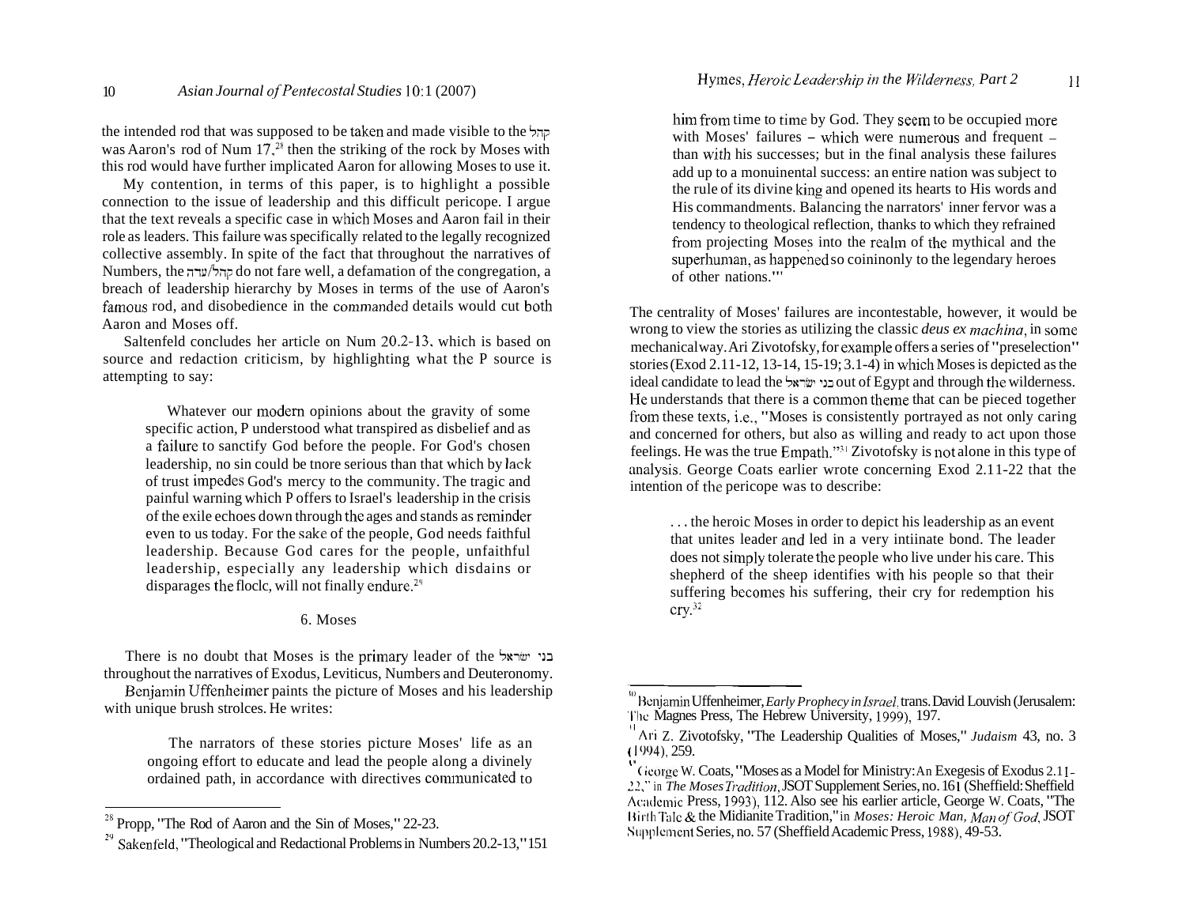the intended rod that was supposed to be taken and made visible to the קהל was Aaron's rod of Num 17,[28] then the striking of the rock by Moses with this rod would have further implicated Aaron for allowing Moses to use it.

My contention, in terms of this paper, is to highlight a possible connection to the issue of leadership and this difficult pericope. I argue that the text reveals a specific case in which Moses and Aaron fail in their role as leaders. This failure was specifically related to the legally recognized collective assembly. In spite of the fact that throughout the narratives of Numbers, the קהל/עדה do not fare well, a defamation of the congregation, a breach of leadership hierarchy by Moses in terms of the use of Aaron's famous rod, and disobedience in the commanded details would cut both Aaron and Moses off.

Saltenfeld concludes her article on Num 20.2-13, which is based on source and redaction criticism, by highlighting what the P source is attempting to say:

> Whatever our modern opinions about the gravity of some specific action, P understood what transpired as disbelief and as a failure to sanctify God before the people. For God's chosen leadership, no sin could be more serious than that which by lack of trust impedes God's mercy to the community. The tragic and painful warning which P offers to Israel's leadership in the crisis of the exile echoes down through the ages and stands as reminder even to us today. For the sake of the people, God needs faithful leadership. Because God cares for the people, unfaithful leadership, especially any leadership which disdains or disparages the flock, will not finally endure.[29]

## 6. Moses

There is no doubt that Moses is the primary leader of the בני ישראל throughout the narratives of Exodus, Leviticus, Numbers and Deuteronomy. Benjamin Uffenheimer paints the picture of Moses and his leadership with unique brush strokes. He writes:

> The narrators of these stories picture Moses' life as an ongoing effort to educate and lead the people along a divinely ordained path, in accordance with directives communicated to him from time to time by God. They seem to be occupied more with Moses' failures – which were numerous and frequent – than with his successes; but in the final analysis these failures add up to a monumental success: an entire nation was subject to the rule of its divine king and opened its hearts to His words and His commandments. Balancing the narrators' inner fervor was a tendency to theological reflection, thanks to which they refrained from projecting Moses into the realm of the mythical and the superhuman, as happened so commonly to the legendary heroes of other nations."[30]

The centrality of Moses' failures are incontestable, however, it would be wrong to view the stories as utilizing the classic *deus ex machina*, in some mechanical way. Ari Zivotofsky, for example offers a series of "preselection" stories (Exod 2.11-12, 13-14, 15-19; 3.1-4) in which Moses is depicted as the ideal candidate to lead the בני ישראל out of Egypt and through the wilderness. He understands that there is a common theme that can be pieced together from these texts, i.e., "Moses is consistently portrayed as not only caring and concerned for others, but also as willing and ready to act upon those feelings. He was the true Empath."[31] Zivotofsky is not alone in this type of analysis. George Coats earlier wrote concerning Exod 2.11-22 that the intention of the pericope was to describe:

> . . . the heroic Moses in order to depict his leadership as an event that unites leader and led in a very intimate bond. The leader does not simply tolerate the people who live under his care. This shepherd of the sheep identifies with his people so that their suffering becomes his suffering, their cry for redemption his cry.[32]

---

[28] Propp, "The Rod of Aaron and the Sin of Moses," 22-23.

[29] Sakenfeld, "Theological and Redactional Problems in Numbers 20.2-13," 151

[30] Benjamin Uffenheimer, *Early Prophecy in Israel*, trans. David Louvish (Jerusalem: The Magnes Press, The Hebrew University, 1999), 197.

[31] Ari Z. Zivotofsky, "The Leadership Qualities of Moses," *Judaism* 43, no. 3 (1994), 259.

[32] George W. Coats, "Moses as a Model for Ministry: An Exegesis of Exodus 2.11-22," in *The Moses Tradition*, JSOT Supplement Series, no. 161 (Sheffield: Sheffield Academic Press, 1993), 112. Also see his earlier article, George W. Coats, "The Birth Tale & the Midianite Tradition," in *Moses: Heroic Man, Man of God*, JSOT Supplement Series, no. 57 (Sheffield Academic Press, 1988), 49-53.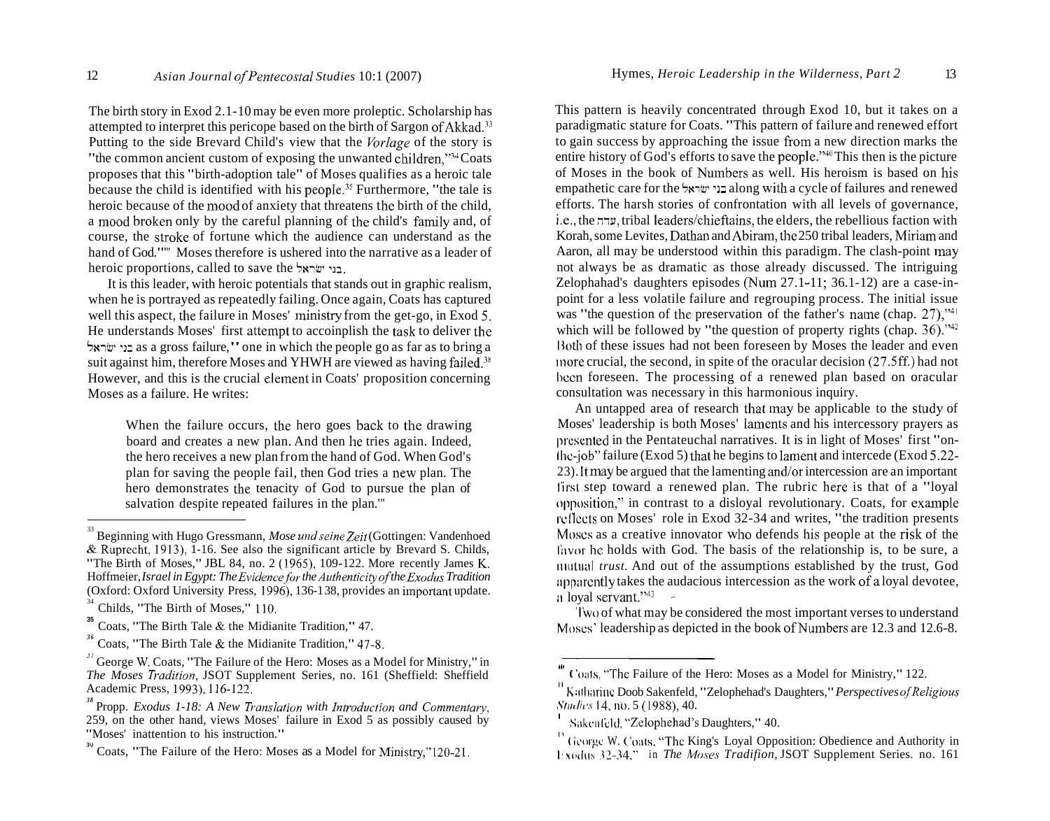The birth story in Exod 2.1-10 may be even more proleptic. Scholarship has attempted to interpret this pericope based on the birth of Sargon of Akkad.[33] Putting to the side Brevard Child's view that the *Vorlage* of the story is "the common ancient custom of exposing the unwanted children,"[34] Coats proposes that this "birth-adoption tale" of Moses qualifies as a heroic tale because the child is identified with his people.[35] Furthermore, "the tale is heroic because of the mood of anxiety that threatens the birth of the child, a mood broken only by the careful planning of the child's family and, of course, the stroke of fortune which the audience can understand as the hand of God."[36] Moses therefore is ushered into the narrative as a leader of heroic proportions, called to save the בני ישראל.

It is this leader, with heroic potentials that stands out in graphic realism, when he is portrayed as repeatedly failing. Once again, Coats has captured well this aspect, the failure in Moses' ministry from the get-go, in Exod 5. He understands Moses' first attempt to accoinplish the task to deliver the בני ישראל as a gross failure," one in which the people go as far as to bring a suit against him, therefore Moses and YHWH are viewed as having failed.[38] However, and this is the crucial element in Coats' proposition concerning Moses as a failure. He writes:

> When the failure occurs, the hero goes back to the drawing board and creates a new plan. And then he tries again. Indeed, the hero receives a new plan from the hand of God. When God's plan for saving the people fail, then God tries a new plan. The hero demonstrates the tenacity of God to pursue the plan of salvation despite repeated failures in the plan."

This pattern is heavily concentrated through Exod 10, but it takes on a paradigmatic stature for Coats. "This pattern of failure and renewed effort to gain success by approaching the issue from a new direction marks the entire history of God's efforts to save the people."[40] This then is the picture of Moses in the book of Numbers as well. His heroism is based on his empathetic care for the בני ישראל along with a cycle of failures and renewed efforts. The harsh stories of confrontation with all levels of governance, i.e., the עדה, tribal leaders/chieftains, the elders, the rebellious faction with Korah, some Levites, Dathan and Abiram, the 250 tribal leaders, Miriam and Aaron, all may be understood within this paradigm. The clash-point may not always be as dramatic as those already discussed. The intriguing Zelophahad's daughters episodes (Num 27.1-11; 36.1-12) are a case-in-point for a less volatile failure and regrouping process. The initial issue was "the question of the preservation of the father's name (chap. 27),"[41] which will be followed by "the question of property rights (chap. 36)."[42] Both of these issues had not been foreseen by Moses the leader and even more crucial, the second, in spite of the oracular decision (27.5ff.) had not been foreseen. The processing of a renewed plan based on oracular consultation was necessary in this harmonious inquiry.

An untapped area of research that may be applicable to the study of Moses' leadership is both Moses' laments and his intercessory prayers as presented in the Pentateuchal narratives. It is in light of Moses' first "on-the-job" failure (Exod 5) that he begins to lament and intercede (Exod 5.22-23). It may be argued that the lamenting and/or intercession are an important first step toward a renewed plan. The rubric here is that of a "loyal opposition," in contrast to a disloyal revolutionary. Coats, for example reflects on Moses' role in Exod 32-34 and writes, "the tradition presents Moses as a creative innovator who defends his people at the risk of the favor he holds with God. The basis of the relationship is, to be sure, a mutual *trust*. And out of the assumptions established by the trust, God apparently takes the audacious intercession as the work of a loyal devotee, a loyal servant."[43]

Two of what may be considered the most important verses to understand Moses' leadership as depicted in the book of Numbers are 12.3 and 12.6-8.

---

[33] Beginning with Hugo Gressmann, *Mose und seine Zeit* (Gottingen: Vandenhoed & Ruprecht, 1913), 1-16. See also the significant article by Brevard S. Childs, "The Birth of Moses," JBL 84, no. 2 (1965), 109-122. More recently James K. Hoffmeier, *Israel in Egypt: The Evidence for the Authenticity of the Exodus Tradition* (Oxford: Oxford University Press, 1996), 136-138, provides an important update.

[34] Childs, "The Birth of Moses," 110.

[35] Coats, "The Birth Tale & the Midianite Tradition," 47.

[36] Coats, "The Birth Tale & the Midianite Tradition," 47-8.

[37] George W. Coats, "The Failure of the Hero: Moses as a Model for Ministry," in *The Moses Tradition*, JSOT Supplement Series, no. 161 (Sheffield: Sheffield Academic Press, 1993), 116-122.

[38] Propp. *Exodus 1-18: A New Translation with Introduction and Commentary*, 259, on the other hand, views Moses' failure in Exod 5 as possibly caused by "Moses' inattention to his instruction."

[39] Coats, "The Failure of the Hero: Moses as a Model for Ministry," 120-21.

[40] Coats, "The Failure of the Hero: Moses as a Model for Ministry," 122.

[41] Katharine Doob Sakenfeld, "Zelophehad's Daughters," *Perspectives of Religious Studies* 14, no. 5 (1988), 40.

[42] Sakenfeld, "Zelophehad's Daughters," 40.

[43] George W. Coats, "The King's Loyal Opposition: Obedience and Authority in Exodus 32-34," in *The Moses Tradifion*, JSOT Supplement Series. no. 161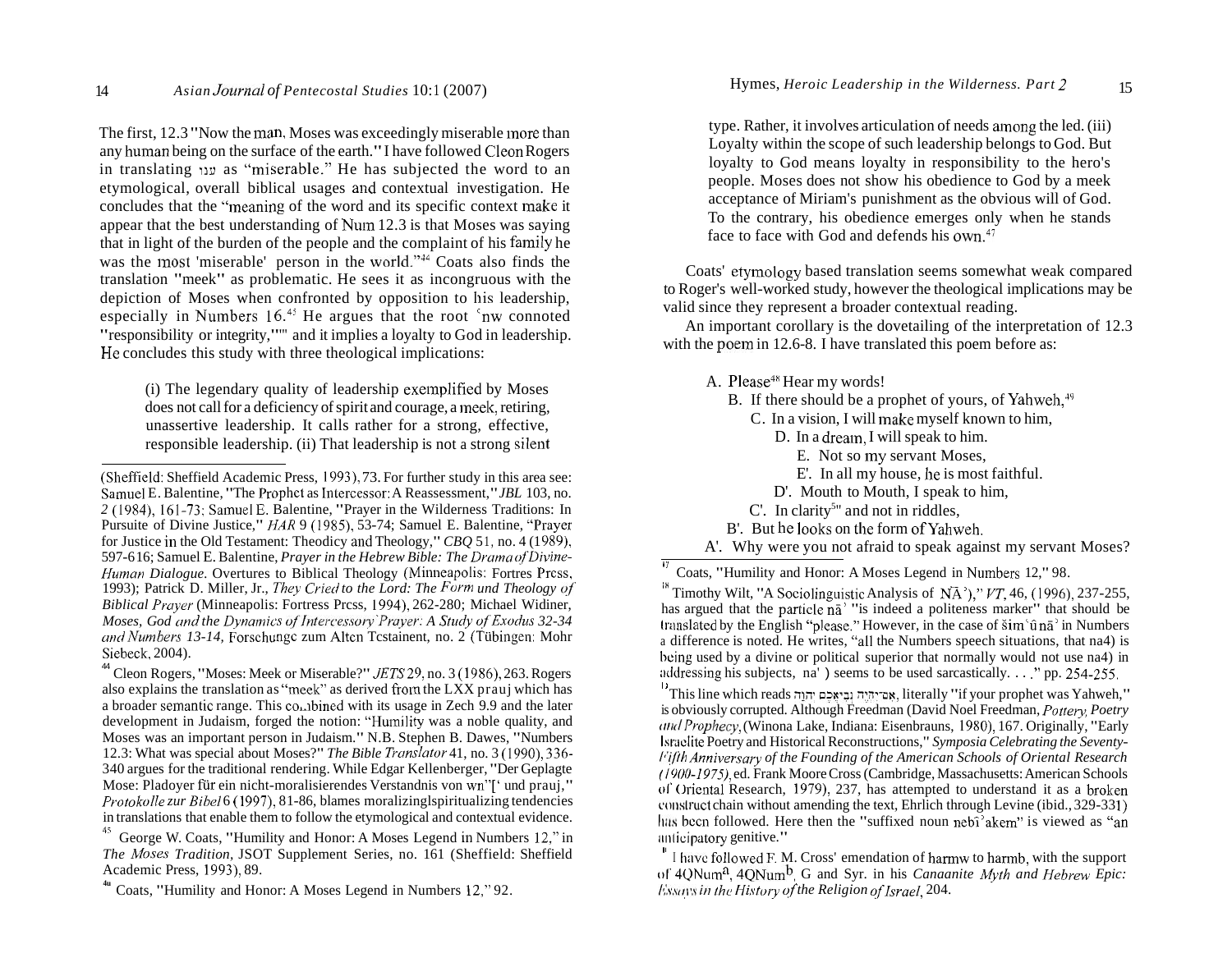The first, 12.3 "Now the man, Moses was exceedingly miserable more than any human being on the surface of the earth." I have followed Cleon Rogers in translating ענו as "miserable." He has subjected the word to an etymological, overall biblical usages and contextual investigation. He concludes that the "meaning of the word and its specific context make it appear that the best understanding of Num 12.3 is that Moses was saying that in light of the burden of the people and the complaint of his family he was the most 'miserable' person in the world."[44] Coats also finds the translation "meek" as problematic. He sees it as incongruous with the depiction of Moses when confronted by opposition to his leadership, especially in Numbers 16.[45] He argues that the root ʿnw connoted "responsibility or integrity,"[46] and it implies a loyalty to God in leadership. He concludes this study with three theological implications:

> (i) The legendary quality of leadership exemplified by Moses does not call for a deficiency of spirit and courage, a meek, retiring, unassertive leadership. It calls rather for a strong, effective, responsible leadership. (ii) That leadership is not a strong silent type. Rather, it involves articulation of needs among the led. (iii) Loyalty within the scope of such leadership belongs to God. But loyalty to God means loyalty in responsibility to the hero's people. Moses does not show his obedience to God by a meek acceptance of Miriam's punishment as the obvious will of God. To the contrary, his obedience emerges only when he stands face to face with God and defends his own.[47]

Coats' etymology based translation seems somewhat weak compared to Roger's well-worked study, however the theological implications may be valid since they represent a broader contextual reading.

An important corollary is the dovetailing of the interpretation of 12.3 with the poem in 12.6-8. I have translated this poem before as:

A. Please[48] Hear my words!
  B. If there should be a prophet of yours, of Yahweh,[49]
    C. In a vision, I will make myself known to him,
      D. In a dream, I will speak to him.
        E. Not so my servant Moses,
        E'. In all my house, he is most faithful.
      D'. Mouth to Mouth, I speak to him,
    C'. In clarity[50] and not in riddles,
  B'. But he looks on the form of Yahweh.
A'. Why were you not afraid to speak against my servant Moses?

---

(Sheffield: Sheffield Academic Press, 1993), 73. For further study in this area see: Samuel E. Balentine, "The Prophet as Intercessor: A Reassessment," *JBL* 103, no. 2 (1984), 161-73; Samuel E. Balentine, "Prayer in the Wilderness Traditions: In Pursuite of Divine Justice," *HAR* 9 (1985), 53-74; Samuel E. Balentine, "Prayer for Justice in the Old Testament: Theodicy and Theology," *CBQ* 51, no. 4 (1989), 597-616; Samuel E. Balentine, *Prayer in the Hebrew Bible: The Drama of Divine-Human Dialogue*. Overtures to Biblical Theology (Minneapolis: Fortress Press, 1993); Patrick D. Miller, Jr., *They Cried to the Lord: The Form and Theology of Biblical Prayer* (Minneapolis: Fortress Press, 1994), 262-280; Michael Widiner, *Moses, God and the Dynamics of Intercessory Prayer: A Study of Exodus 32-34 and Numbers 13-14*, Forschunge zum Alten Testament, no. 2 (Tübingen: Mohr Siebeck, 2004).

[44] Cleon Rogers, "Moses: Meek or Miserable?" *JETS* 29, no. 3 (1986), 263. Rogers also explains the translation as "meek" as derived from the LXX prauj which has a broader semantic range. This combined with its usage in Zech 9.9 and the later development in Judaism, forged the notion: "Humility was a noble quality, and Moses was an important person in Judaism." N.B. Stephen B. Dawes, "Numbers 12.3: What was special about Moses?" *The Bible Translator* 41, no. 3 (1990), 336-340 argues for the traditional rendering. While Edgar Kellenberger, "Der Geplagte Mose: Pladoyer für ein nicht-moralisierendes Verstandnis von wn"[ʿ und prauj," *Protokolle zur Bibel* 6 (1997), 81-86, blames moralizing/spiritualizing tendencies in translations that enable them to follow the etymological and contextual evidence.

[45] George W. Coats, "Humility and Honor: A Moses Legend in Numbers 12," in *The Moses Tradition*, JSOT Supplement Series, no. 161 (Sheffield: Sheffield Academic Press, 1993), 89.

[46] Coats, "Humility and Honor: A Moses Legend in Numbers 12," 92.

[47] Coats, "Humility and Honor: A Moses Legend in Numbers 12," 98.

[48] Timothy Wilt, "A Sociolinguistic Analysis of NĀʾ)," *VT*, 46, (1996), 237-255, has argued that the particle nāʾ "is indeed a politeness marker" that should be translated by the English "please." However, in the case of šimʿû nāʾ in Numbers a difference is noted. He writes, "all the Numbers speech situations, that na4) is being used by a divine or political superior that normally would not use na4) in addressing his subjects, na' ) seems to be used sarcastically. . . ." pp. 254-255.

[49] This line which reads אִם־יִהְיֶה נְבִיאֲכֶם יְהוָה, literally "if your prophet was Yahweh," is obviously corrupted. Although Freedman (David Noel Freedman, *Pottery, Poetry and Prophecy*, (Winona Lake, Indiana: Eisenbrauns, 1980), 167. Originally, "Early Israelite Poetry and Historical Reconstructions," *Symposia Celebrating the Seventy-Fifth Anniversary of the Founding of the American Schools of Oriental Research (1900-1975)*, ed. Frank Moore Cross (Cambridge, Massachusetts: American Schools of Oriental Research, 1979), 237, has attempted to understand it as a broken construct chain without amending the text, Ehrlich through Levine (ibid., 329-331) has been followed. Here then the "suffixed noun nebiʾakem" is viewed as "an anticipatory genitive."

[50] I have followed F. M. Cross' emendation of harmw to harmb, with the support of 4QNum$^{a}$, 4QNum$^{b}$, G and Syr. in his *Canaanite Myth and Hebrew Epic: Essays in the History of the Religion of Israel*, 204.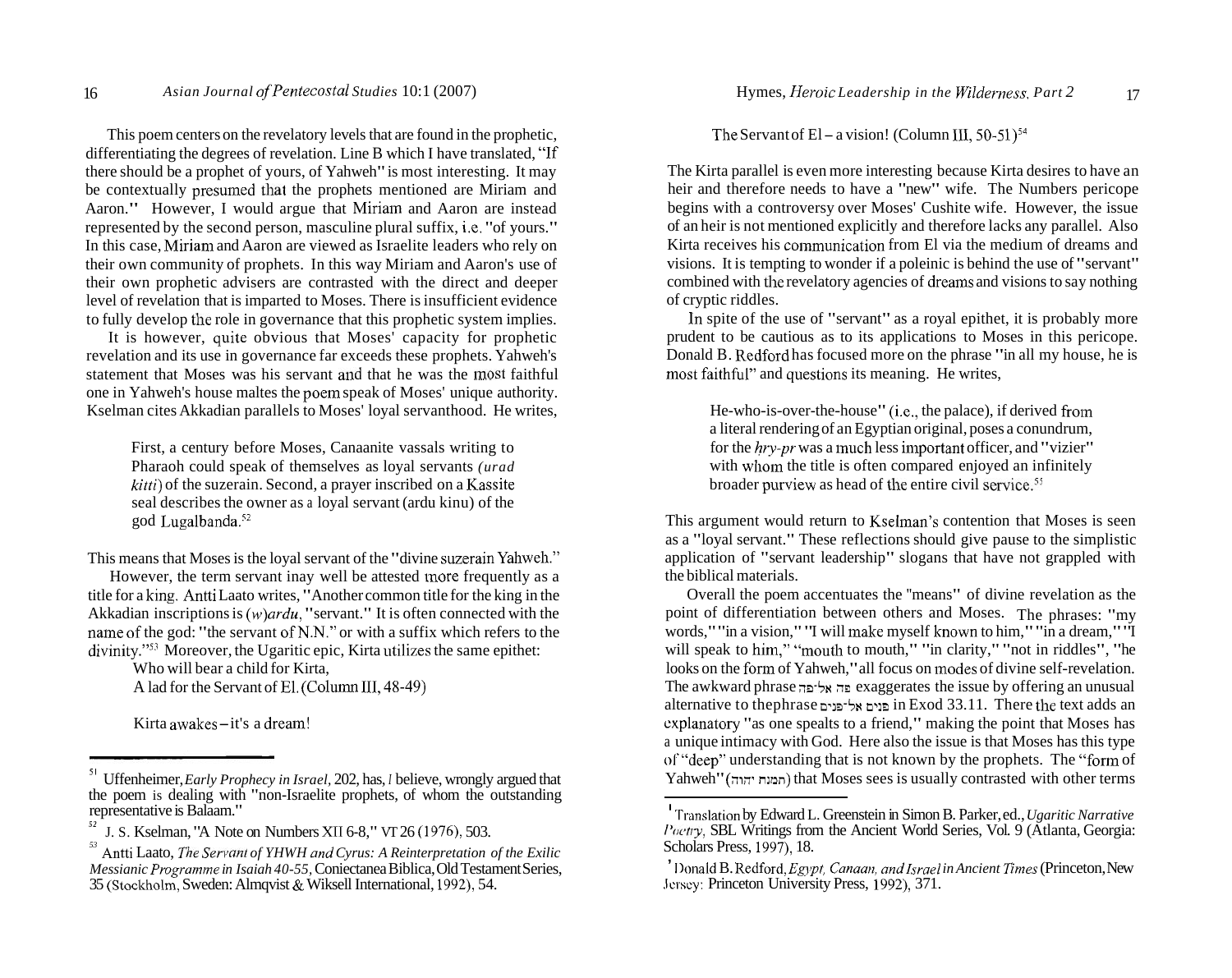This poem centers on the revelatory levels that are found in the prophetic, differentiating the degrees of revelation. Line B which I have translated, "If there should be a prophet of yours, of Yahweh" is most interesting. It may be contextually presumed that the prophets mentioned are Miriam and Aaron." However, I would argue that Miriam and Aaron are instead represented by the second person, masculine plural suffix, i.e. "of yours." In this case, Miriam and Aaron are viewed as Israelite leaders who rely on their own community of prophets. In this way Miriam and Aaron's use of their own prophetic advisers are contrasted with the direct and deeper level of revelation that is imparted to Moses. There is insufficient evidence to fully develop the role in governance that this prophetic system implies.

It is however, quite obvious that Moses' capacity for prophetic revelation and its use in governance far exceeds these prophets. Yahweh's statement that Moses was his servant and that he was the most faithful one in Yahweh's house maltes the poem speak of Moses' unique authority. Kselman cites Akkadian parallels to Moses' loyal servanthood. He writes,

> First, a century before Moses, Canaanite vassals writing to Pharaoh could speak of themselves as loyal servants *(urad kitti)* of the suzerain. Second, a prayer inscribed on a Kassite seal describes the owner as a loyal servant (ardu kinu) of the god Lugalbanda.[52]

This means that Moses is the loyal servant of the "divine suzerain Yahweh."

However, the term servant inay well be attested more frequently as a title for a king. Antti Laato writes, "Another common title for the king in the Akkadian inscriptions is *(w)ardu*, "servant." It is often connected with the name of the god: "the servant of N.N." or with a suffix which refers to the divinity."[53] Moreover, the Ugaritic epic, Kirta utilizes the same epithet:

> Who will bear a child for Kirta,
> A lad for the Servant of El. (Column III, 48-49)
>
> Kirta awakes – it's a dream!
> The Servant of El – a vision! (Column III, 50-51)[54]

The Kirta parallel is even more interesting because Kirta desires to have an heir and therefore needs to have a "new" wife. The Numbers pericope begins with a controversy over Moses' Cushite wife. However, the issue of an heir is not mentioned explicitly and therefore lacks any parallel. Also Kirta receives his communication from El via the medium of dreams and visions. It is tempting to wonder if a poleinic is behind the use of "servant" combined with the revelatory agencies of dreams and visions to say nothing of cryptic riddles.

In spite of the use of "servant" as a royal epithet, it is probably more prudent to be cautious as to its applications to Moses in this pericope. Donald B. Redford has focused more on the phrase "in all my house, he is most faithful" and questions its meaning. He writes,

> He-who-is-over-the-house" (i.e., the palace), if derived from a literal rendering of an Egyptian original, poses a conundrum, for the *ḥry-pr* was a much less important officer, and "vizier" with whom the title is often compared enjoyed an infinitely broader purview as head of the entire civil service.[55]

This argument would return to Kselman's contention that Moses is seen as a "loyal servant." These reflections should give pause to the simplistic application of "servant leadership" slogans that have not grappled with the biblical materials.

Overall the poem accentuates the "means" of divine revelation as the point of differentiation between others and Moses. The phrases: "my words," "in a vision," "I will make myself known to him," "in a dream," "I will speak to him," "mouth to mouth," "in clarity," "not in riddles", "he looks on the form of Yahweh," all focus on modes of divine self-revelation. The awkward phrase פה אל־פה exaggerates the issue by offering an unusual alternative to thephrase פנים אל־פנים in Exod 33.11. There the text adds an explanatory "as one spealts to a friend," making the point that Moses has a unique intimacy with God. Here also the issue is that Moses has this type of "deep" understanding that is not known by the prophets. The "form of Yahweh" (תמנת יהוה) that Moses sees is usually contrasted with other terms

---

[51] Uffenheimer, *Early Prophecy in Israel*, 202, has, I believe, wrongly argued that the poem is dealing with "non-Israelite prophets, of whom the outstanding representative is Balaam."

[52] J. S. Kselman, "A Note on Numbers XII 6-8," VT 26 (1976), 503.

[53] Antti Laato, *The Servant of YHWH and Cyrus: A Reinterpretation of the Exilic Messianic Programme in Isaiah 40-55*, Coniectanea Biblica, Old Testament Series, 35 (Stockholm, Sweden: Almqvist & Wiksell International, 1992), 54.

[54] Translation by Edward L. Greenstein in Simon B. Parker, ed., *Ugaritic Narrative Poetry*, SBL Writings from the Ancient World Series, Vol. 9 (Atlanta, Georgia: Scholars Press, 1997), 18.

[55] Donald B. Redford, *Egypt, Canaan, and Israel in Ancient Times* (Princeton, New Jersey: Princeton University Press, 1992), 371.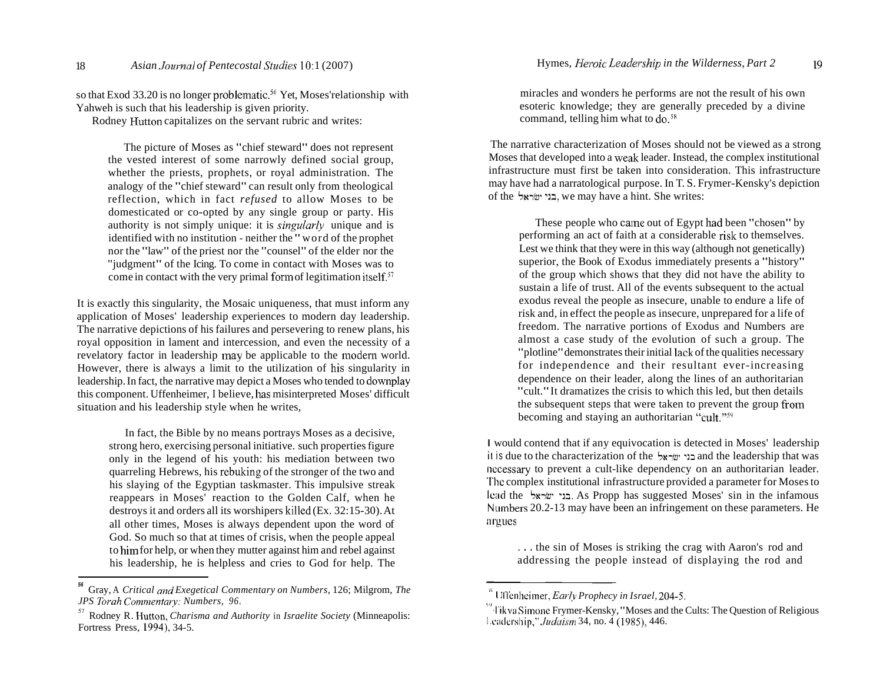so that Exod 33.20 is no longer problematic.[56] Yet, Moses'relationship with Yahweh is such that his leadership is given priority.

Rodney Hutton capitalizes on the servant rubric and writes:

> The picture of Moses as "chief steward" does not represent the vested interest of some narrowly defined social group, whether the priests, prophets, or royal administration. The analogy of the "chief steward" can result only from theological reflection, which in fact *refused* to allow Moses to be domesticated or co-opted by any single group or party. His authority is not simply unique: it is *singularly* unique and is identified with no institution - neither the "word of the prophet nor the "law" of the priest nor the "counsel" of the elder nor the "judgment" of the Icing. To come in contact with Moses was to come in contact with the very primal form of legitimation itself.[57]

It is exactly this singularity, the Mosaic uniqueness, that must inform any application of Moses' leadership experiences to modern day leadership. The narrative depictions of his failures and persevering to renew plans, his royal opposition in lament and intercession, and even the necessity of a revelatory factor in leadership may be applicable to the modern world. However, there is always a limit to the utilization of his singularity in leadership. In fact, the narrative may depict a Moses who tended to downplay this component. Uffenheimer, I believe, has misinterpreted Moses' difficult situation and his leadership style when he writes,

> In fact, the Bible by no means portrays Moses as a decisive, strong hero, exercising personal initiative. such properties figure only in the legend of his youth: his mediation between two quarreling Hebrews, his rebuking of the stronger of the two and his slaying of the Egyptian taskmaster. This impulsive streak reappears in Moses' reaction to the Golden Calf, when he destroys it and orders all its worshipers killed (Ex. 32:15-30). At all other times, Moses is always dependent upon the word of God. So much so that at times of crisis, when the people appeal to him for help, or when they mutter against him and rebel against his leadership, he is helpless and cries to God for help. The miracles and wonders he performs are not the result of his own esoteric knowledge; they are generally preceded by a divine command, telling him what to do.[58]

The narrative characterization of Moses should not be viewed as a strong Moses that developed into a weak leader. Instead, the complex institutional infrastructure must first be taken into consideration. This infrastructure may have had a narratological purpose. In T. S. Frymer-Kensky's depiction of the בני ישראל, we may have a hint. She writes:

> These people who came out of Egypt had been "chosen" by performing an act of faith at a considerable risk to themselves. Lest we think that they were in this way (although not genetically) superior, the Book of Exodus immediately presents a "history" of the group which shows that they did not have the ability to sustain a life of trust. All of the events subsequent to the actual exodus reveal the people as insecure, unable to endure a life of risk and, in effect the people as insecure, unprepared for a life of freedom. The narrative portions of Exodus and Numbers are almost a case study of the evolution of such a group. The "plotline" demonstrates their initial lack of the qualities necessary for independence and their resultant ever-increasing dependence on their leader, along the lines of an authoritarian "cult." It dramatizes the crisis to which this led, but then details the subsequent steps that were taken to prevent the group from becoming and staying an authoritarian "cult."[59]

I would contend that if any equivocation is detected in Moses' leadership it is due to the characterization of the בני ישראל and the leadership that was necessary to prevent a cult-like dependency on an authoritarian leader. The complex institutional infrastructure provided a parameter for Moses to lead the בני ישראל. As Propp has suggested Moses' sin in the infamous Numbers 20.2-13 may have been an infringement on these parameters. He argues

> . . . the sin of Moses is striking the crag with Aaron's rod and addressing the people instead of displaying the rod and

---

[56] Gray, A *Critical and Exegetical Commentary on Numbers*, 126; Milgrom, *The JPS Torah Commentary: Numbers, 96*.

[57] Rodney R. Hutton, *Charisma and Authority in Israelite Society* (Minneapolis: Fortress Press, 1994), 34-5.

[58] Uffenheimer, *Early Prophecy in Israel*, 204-5.

[59] Tikva Simone Frymer-Kensky, "Moses and the Cults: The Question of Religious Leadership," *Judaism* 34, no. 4 (1985), 446.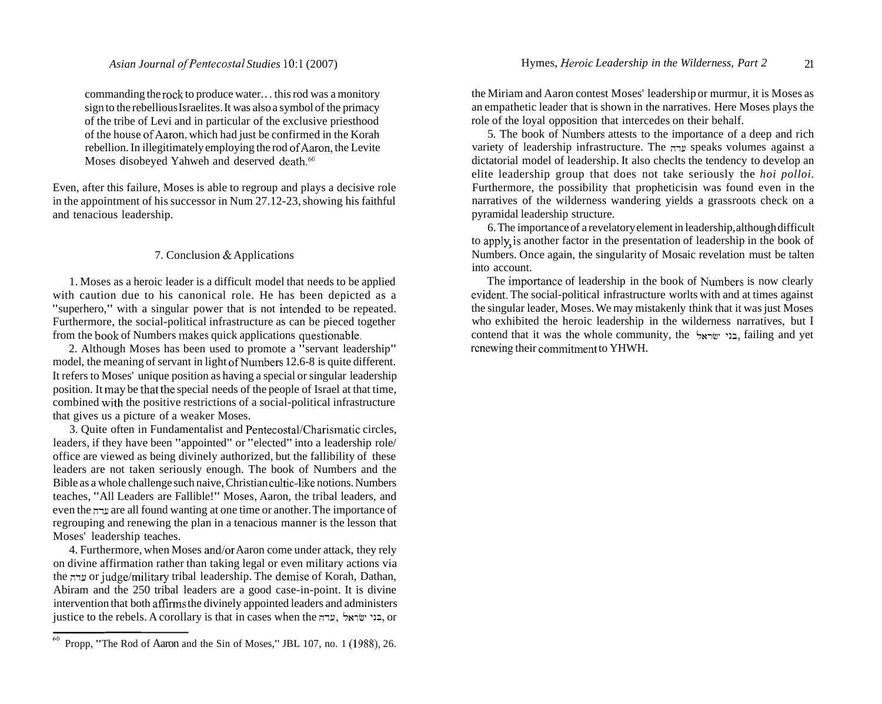commanding the rock to produce water... this rod was a monitory sign to the rebellious Israelites. It was also a symbol of the primacy of the tribe of Levi and in particular of the exclusive priesthood of the house of Aaron, which had just be confirmed in the Korah rebellion. In illegitimately employing the rod of Aaron, the Levite Moses disobeyed Yahweh and deserved death.[60]

Even, after this failure, Moses is able to regroup and plays a decisive role in the appointment of his successor in Num 27.12-23, showing his faithful and tenacious leadership.

## 7. Conclusion & Applications

1. Moses as a heroic leader is a difficult model that needs to be applied with caution due to his canonical role. He has been depicted as a "superhero," with a singular power that is not intended to be repeated. Furthermore, the social-political infrastructure as can be pieced together from the book of Numbers makes quick applications questionable.

2. Although Moses has been used to promote a "servant leadership" model, the meaning of servant in light of Numbers 12.6-8 is quite different. It refers to Moses' unique position as having a special or singular leadership position. It may be that the special needs of the people of Israel at that time, combined with the positive restrictions of a social-political infrastructure that gives us a picture of a weaker Moses.

3. Quite often in Fundamentalist and Pentecostal/Charismatic circles, leaders, if they have been "appointed" or "elected" into a leadership role/office are viewed as being divinely authorized, but the fallibility of these leaders are not taken seriously enough. The book of Numbers and the Bible as a whole challenge such naive, Christian cultic-like notions. Numbers teaches, "All Leaders are Fallible!" Moses, Aaron, the tribal leaders, and even the עדה are all found wanting at one time or another. The importance of regrouping and renewing the plan in a tenacious manner is the lesson that Moses' leadership teaches.

4. Furthermore, when Moses and/or Aaron come under attack, they rely on divine affirmation rather than taking legal or even military actions via the עדה or judge/military tribal leadership. The demise of Korah, Dathan, Abiram and the 250 tribal leaders are a good case-in-point. It is divine intervention that both affirms the divinely appointed leaders and administers justice to the rebels. A corollary is that in cases when the עדה, בני ישׂראל, or the Miriam and Aaron contest Moses' leadership or murmur, it is Moses as an empathetic leader that is shown in the narratives. Here Moses plays the role of the loyal opposition that intercedes on their behalf.

5. The book of Numbers attests to the importance of a deep and rich variety of leadership infrastructure. The עדה speaks volumes against a dictatorial model of leadership. It also checlts the tendency to develop an elite leadership group that does not take seriously the *hoi polloi.* Furthermore, the possibility that propheticisin was found even in the narratives of the wilderness wandering yields a grassroots check on a pyramidal leadership structure.

6. The importance of a revelatory element in leadership, although difficult to apply, is another factor in the presentation of leadership in the book of Numbers. Once again, the singularity of Mosaic revelation must be talten into account.

The importance of leadership in the book of Numbers is now clearly evident. The social-political infrastructure worlts with and at times against the singular leader, Moses. We may mistakenly think that it was just Moses who exhibited the heroic leadership in the wilderness narratives, but I contend that it was the whole community, the בני ישׂראל, failing and yet renewing their commitment to YHWH.

[60] Propp, "The Rod of Aaron and the Sin of Moses," JBL 107, no. 1 (1988), 26.